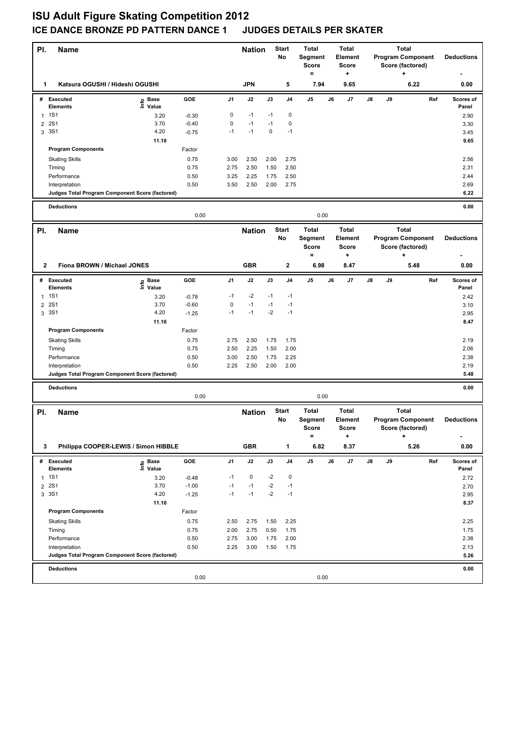# ISU Adult Figure Skating Competition 2012

## ICE DANCE BRONZE PD PATTERN DANCE 1 JUDGES DETAILS PER SKATER

| Pl. | Name | Nation | Start No | Total Segment Score = | Total Element Score + | Total Program Component Score (factored) + | Deductions - |
|---|---|---|---|---|---|---|---|
| 1 | Katsura OGUSHI / Hideshi OGUSHI | JPN | 5 | 7.94 | 9.65 | 6.22 | 0.00 |

| # | Executed Elements | Info | Base Value | GOE | J1 | J2 | J3 | J4 | J5 | J6 | J7 | J8 | J9 | Ref | Scores of Panel |
|---|---|---|---|---|---|---|---|---|---|---|---|---|---|---|---|
| 1 | 1S1 | | 3.20 | -0.30 | 0 | -1 | -1 | 0 | | | | | | | 2.90 |
| 2 | 2S1 | | 3.70 | -0.40 | 0 | -1 | -1 | 0 | | | | | | | 3.30 |
| 3 | 3S1 | | 4.20 | -0.75 | -1 | -1 | 0 | -1 | | | | | | | 3.45 |
| | | | 11.10 | | | | | | | | | | | | 9.65 |
| | **Program Components** | | | Factor | | | | | | | | | | | |
| | Skating Skills | | | 0.75 | 3.00 | 2.50 | 2.00 | 2.75 | | | | | | | 2.56 |
| | Timing | | | 0.75 | 2.75 | 2.50 | 1.50 | 2.50 | | | | | | | 2.31 |
| | Performance | | | 0.50 | 3.25 | 2.25 | 1.75 | 2.50 | | | | | | | 2.44 |
| | Interpretation | | | 0.50 | 3.50 | 2.50 | 2.00 | 2.75 | | | | | | | 2.69 |
| | Judges Total Program Component Score (factored) | | | | | | | | | | | | | | 6.22 |
| | **Deductions** | | | 0.00 | | | | | 0.00 | | | | | | 0.00 |

| Pl. | Name | Nation | Start No | Total Segment Score = | Total Element Score + | Total Program Component Score (factored) + | Deductions - |
|---|---|---|---|---|---|---|---|
| 2 | Fiona BROWN / Michael JONES | GBR | 2 | 6.98 | 8.47 | 5.48 | 0.00 |

| # | Executed Elements | Info | Base Value | GOE | J1 | J2 | J3 | J4 | J5 | J6 | J7 | J8 | J9 | Ref | Scores of Panel |
|---|---|---|---|---|---|---|---|---|---|---|---|---|---|---|---|
| 1 | 1S1 | | 3.20 | -0.78 | -1 | -2 | -1 | -1 | | | | | | | 2.42 |
| 2 | 2S1 | | 3.70 | -0.60 | 0 | -1 | -1 | -1 | | | | | | | 3.10 |
| 3 | 3S1 | | 4.20 | -1.25 | -1 | -1 | -2 | -1 | | | | | | | 2.95 |
| | | | 11.10 | | | | | | | | | | | | 8.47 |
| | **Program Components** | | | Factor | | | | | | | | | | | |
| | Skating Skills | | | 0.75 | 2.75 | 2.50 | 1.75 | 1.75 | | | | | | | 2.19 |
| | Timing | | | 0.75 | 2.50 | 2.25 | 1.50 | 2.00 | | | | | | | 2.06 |
| | Performance | | | 0.50 | 3.00 | 2.50 | 1.75 | 2.25 | | | | | | | 2.38 |
| | Interpretation | | | 0.50 | 2.25 | 2.50 | 2.00 | 2.00 | | | | | | | 2.19 |
| | Judges Total Program Component Score (factored) | | | | | | | | | | | | | | 5.48 |
| | **Deductions** | | | 0.00 | | | | | 0.00 | | | | | | 0.00 |

| Pl. | Name | Nation | Start No | Total Segment Score = | Total Element Score + | Total Program Component Score (factored) + | Deductions - |
|---|---|---|---|---|---|---|---|
| 3 | Philippa COOPER-LEWIS / Simon HIBBLE | GBR | 1 | 6.82 | 8.37 | 5.26 | 0.00 |

| # | Executed Elements | Info | Base Value | GOE | J1 | J2 | J3 | J4 | J5 | J6 | J7 | J8 | J9 | Ref | Scores of Panel |
|---|---|---|---|---|---|---|---|---|---|---|---|---|---|---|---|
| 1 | 1S1 | | 3.20 | -0.48 | -1 | 0 | -2 | 0 | | | | | | | 2.72 |
| 2 | 2S1 | | 3.70 | -1.00 | -1 | -1 | -2 | -1 | | | | | | | 2.70 |
| 3 | 3S1 | | 4.20 | -1.25 | -1 | -1 | -2 | -1 | | | | | | | 2.95 |
| | | | 11.10 | | | | | | | | | | | | 8.37 |
| | **Program Components** | | | Factor | | | | | | | | | | | |
| | Skating Skills | | | 0.75 | 2.50 | 2.75 | 1.50 | 2.25 | | | | | | | 2.25 |
| | Timing | | | 0.75 | 2.00 | 2.75 | 0.50 | 1.75 | | | | | | | 1.75 |
| | Performance | | | 0.50 | 2.75 | 3.00 | 1.75 | 2.00 | | | | | | | 2.38 |
| | Interpretation | | | 0.50 | 2.25 | 3.00 | 1.50 | 1.75 | | | | | | | 2.13 |
| | Judges Total Program Component Score (factored) | | | | | | | | | | | | | | 5.26 |
| | **Deductions** | | | 0.00 | | | | | 0.00 | | | | | | 0.00 |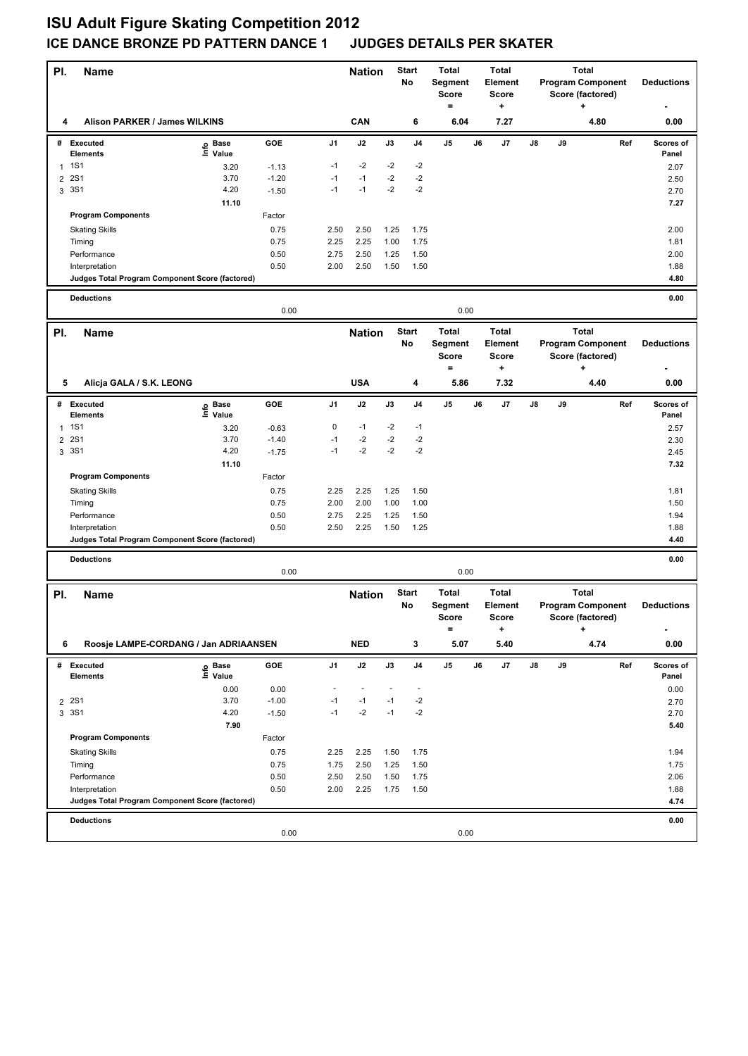# ISU Adult Figure Skating Competition 2012

## ICE DANCE BRONZE PD PATTERN DANCE 1 JUDGES DETAILS PER SKATER

| Pl. | Name | Nation | Start No | Total Segment Score = | Total Element Score + | Total Program Component Score (factored) + | Deductions - |
|---|---|---|---|---|---|---|---|
| 4 | Alison PARKER / James WILKINS | CAN | 6 | 6.04 | 7.27 | 4.80 | 0.00 |

| # | Executed Elements | Info | Base Value | GOE | J1 | J2 | J3 | J4 | J5 | J6 | J7 | J8 | J9 | Ref | Scores of Panel |
|---|---|---|---|---|---|---|---|---|---|---|---|---|---|---|---|
| 1 | 1S1 | | 3.20 | -1.13 | -1 | -2 | -2 | -2 | | | | | | | 2.07 |
| 2 | 2S1 | | 3.70 | -1.20 | -1 | -1 | -2 | -2 | | | | | | | 2.50 |
| 3 | 3S1 | | 4.20 | -1.50 | -1 | -1 | -2 | -2 | | | | | | | 2.70 |
| | | | 11.10 | | | | | | | | | | | | 7.27 |
| | **Program Components** | | | Factor | | | | | | | | | | | |
| | Skating Skills | | | 0.75 | 2.50 | 2.50 | 1.25 | 1.75 | | | | | | | 2.00 |
| | Timing | | | 0.75 | 2.25 | 2.25 | 1.00 | 1.75 | | | | | | | 1.81 |
| | Performance | | | 0.50 | 2.75 | 2.50 | 1.25 | 1.50 | | | | | | | 2.00 |
| | Interpretation | | | 0.50 | 2.00 | 2.50 | 1.50 | 1.50 | | | | | | | 1.88 |
| | **Judges Total Program Component Score (factored)** | | | | | | | | | | | | | | 4.80 |
| | **Deductions** | | | 0.00 | | | | | 0.00 | | | | | | 0.00 |

| Pl. | Name | Nation | Start No | Total Segment Score = | Total Element Score + | Total Program Component Score (factored) + | Deductions - |
|---|---|---|---|---|---|---|---|
| 5 | Alicja GALA / S.K. LEONG | USA | 4 | 5.86 | 7.32 | 4.40 | 0.00 |

| # | Executed Elements | Info | Base Value | GOE | J1 | J2 | J3 | J4 | J5 | J6 | J7 | J8 | J9 | Ref | Scores of Panel |
|---|---|---|---|---|---|---|---|---|---|---|---|---|---|---|---|
| 1 | 1S1 | | 3.20 | -0.63 | 0 | -1 | -2 | -1 | | | | | | | 2.57 |
| 2 | 2S1 | | 3.70 | -1.40 | -1 | -2 | -2 | -2 | | | | | | | 2.30 |
| 3 | 3S1 | | 4.20 | -1.75 | -1 | -2 | -2 | -2 | | | | | | | 2.45 |
| | | | 11.10 | | | | | | | | | | | | 7.32 |
| | **Program Components** | | | Factor | | | | | | | | | | | |
| | Skating Skills | | | 0.75 | 2.25 | 2.25 | 1.25 | 1.50 | | | | | | | 1.81 |
| | Timing | | | 0.75 | 2.00 | 2.00 | 1.00 | 1.00 | | | | | | | 1.50 |
| | Performance | | | 0.50 | 2.75 | 2.25 | 1.25 | 1.50 | | | | | | | 1.94 |
| | Interpretation | | | 0.50 | 2.50 | 2.25 | 1.50 | 1.25 | | | | | | | 1.88 |
| | **Judges Total Program Component Score (factored)** | | | | | | | | | | | | | | 4.40 |
| | **Deductions** | | | 0.00 | | | | | 0.00 | | | | | | 0.00 |

| Pl. | Name | Nation | Start No | Total Segment Score = | Total Element Score + | Total Program Component Score (factored) + | Deductions - |
|---|---|---|---|---|---|---|---|
| 6 | Roosje LAMPE-CORDANG / Jan ADRIAANSEN | NED | 3 | 5.07 | 5.40 | 4.74 | 0.00 |

| # | Executed Elements | Info | Base Value | GOE | J1 | J2 | J3 | J4 | J5 | J6 | J7 | J8 | J9 | Ref | Scores of Panel |
|---|---|---|---|---|---|---|---|---|---|---|---|---|---|---|---|
| | | | 0.00 | 0.00 | - | - | - | - | | | | | | | 0.00 |
| 2 | 2S1 | | 3.70 | -1.00 | -1 | -1 | -1 | -2 | | | | | | | 2.70 |
| 3 | 3S1 | | 4.20 | -1.50 | -1 | -2 | -1 | -2 | | | | | | | 2.70 |
| | | | 7.90 | | | | | | | | | | | | 5.40 |
| | **Program Components** | | | Factor | | | | | | | | | | | |
| | Skating Skills | | | 0.75 | 2.25 | 2.25 | 1.50 | 1.75 | | | | | | | 1.94 |
| | Timing | | | 0.75 | 1.75 | 2.50 | 1.25 | 1.50 | | | | | | | 1.75 |
| | Performance | | | 0.50 | 2.50 | 2.50 | 1.50 | 1.75 | | | | | | | 2.06 |
| | Interpretation | | | 0.50 | 2.00 | 2.25 | 1.75 | 1.50 | | | | | | | 1.88 |
| | **Judges Total Program Component Score (factored)** | | | | | | | | | | | | | | 4.74 |
| | **Deductions** | | | 0.00 | | | | | 0.00 | | | | | | 0.00 |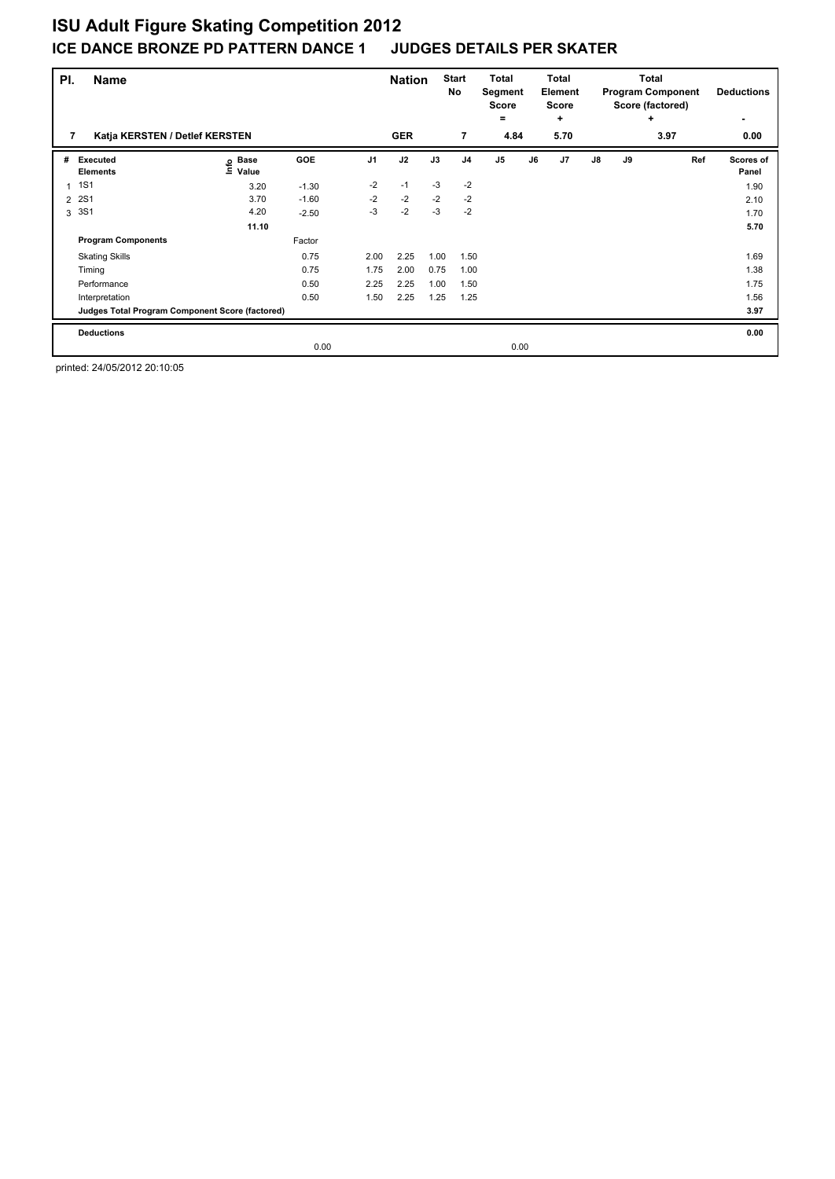# ISU Adult Figure Skating Competition 2012

## ICE DANCE BRONZE PD PATTERN DANCE 1 JUDGES DETAILS PER SKATER

| Pl. | Name | Nation | Start No | Total Segment Score = | Total Element Score + | Total Program Component Score (factored) + | Deductions - |
|---|---|---|---|---|---|---|---|
| 7 | Katja KERSTEN / Detlef KERSTEN | GER | 7 | 4.84 | 5.70 | 3.97 | 0.00 |

| # | Executed Elements | Info | Base Value | GOE | J1 | J2 | J3 | J4 | J5 | J6 | J7 | J8 | J9 | Ref | Scores of Panel |
|---|---|---|---|---|---|---|---|---|---|---|---|---|---|---|---|
| 1 | 1S1 | | 3.20 | -1.30 | -2 | -1 | -3 | -2 | | | | | | | 1.90 |
| 2 | 2S1 | | 3.70 | -1.60 | -2 | -2 | -2 | -2 | | | | | | | 2.10 |
| 3 | 3S1 | | 4.20 | -2.50 | -3 | -2 | -3 | -2 | | | | | | | 1.70 |
| | | | 11.10 | | | | | | | | | | | | 5.70 |
| | **Program Components** | | | Factor | | | | | | | | | | | |
| | Skating Skills | | | 0.75 | 2.00 | 2.25 | 1.00 | 1.50 | | | | | | | 1.69 |
| | Timing | | | 0.75 | 1.75 | 2.00 | 0.75 | 1.00 | | | | | | | 1.38 |
| | Performance | | | 0.50 | 2.25 | 2.25 | 1.00 | 1.50 | | | | | | | 1.75 |
| | Interpretation | | | 0.50 | 1.50 | 2.25 | 1.25 | 1.25 | | | | | | | 1.56 |
| | **Judges Total Program Component Score (factored)** | | | | | | | | | | | | | | 3.97 |
| | **Deductions** | | | | | | | | | | | | | | 0.00 |
| | | | | 0.00 | | | | | 0.00 | | | | | | |

printed: 24/05/2012 20:10:05